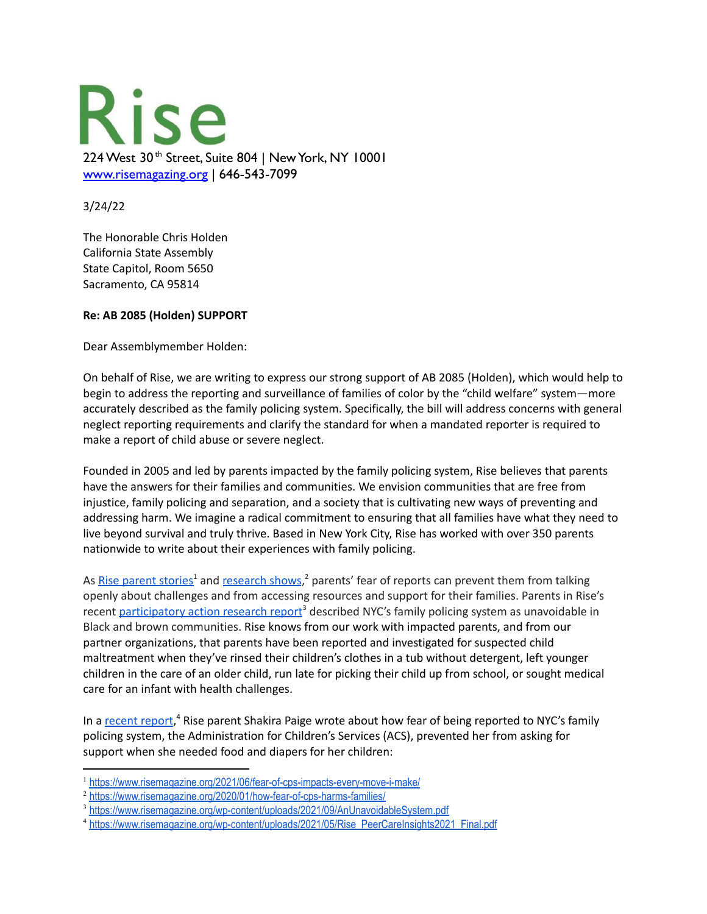# Rise

224 West 30th Street, Suite 804 | New York, NY 10001
www.risemagazing.org | 646-543-7099

3/24/22

The Honorable Chris Holden
California State Assembly
State Capitol, Room 5650
Sacramento, CA 95814

**Re: AB 2085 (Holden) SUPPORT**

Dear Assemblymember Holden:

On behalf of Rise, we are writing to express our strong support of AB 2085 (Holden), which would help to begin to address the reporting and surveillance of families of color by the "child welfare" system—more accurately described as the family policing system. Specifically, the bill will address concerns with general neglect reporting requirements and clarify the standard for when a mandated reporter is required to make a report of child abuse or severe neglect.

Founded in 2005 and led by parents impacted by the family policing system, Rise believes that parents have the answers for their families and communities. We envision communities that are free from injustice, family policing and separation, and a society that is cultivating new ways of preventing and addressing harm. We imagine a radical commitment to ensuring that all families have what they need to live beyond survival and truly thrive. Based in New York City, Rise has worked with over 350 parents nationwide to write about their experiences with family policing.

As Rise parent stories[1] and research shows,[2] parents' fear of reports can prevent them from talking openly about challenges and from accessing resources and support for their families. Parents in Rise's recent participatory action research report[3] described NYC's family policing system as unavoidable in Black and brown communities. Rise knows from our work with impacted parents, and from our partner organizations, that parents have been reported and investigated for suspected child maltreatment when they've rinsed their children's clothes in a tub without detergent, left younger children in the care of an older child, run late for picking their child up from school, or sought medical care for an infant with health challenges.

In a recent report,[4] Rise parent Shakira Paige wrote about how fear of being reported to NYC's family policing system, the Administration for Children's Services (ACS), prevented her from asking for support when she needed food and diapers for her children:

---

[1] https://www.risemagazine.org/2021/06/fear-of-cps-impacts-every-move-i-make/

[2] https://www.risemagazine.org/2020/01/how-fear-of-cps-harms-families/

[3] https://www.risemagazine.org/wp-content/uploads/2021/09/AnUnavoidableSystem.pdf

[4] https://www.risemagazine.org/wp-content/uploads/2021/05/Rise_PeerCareInsights2021_Final.pdf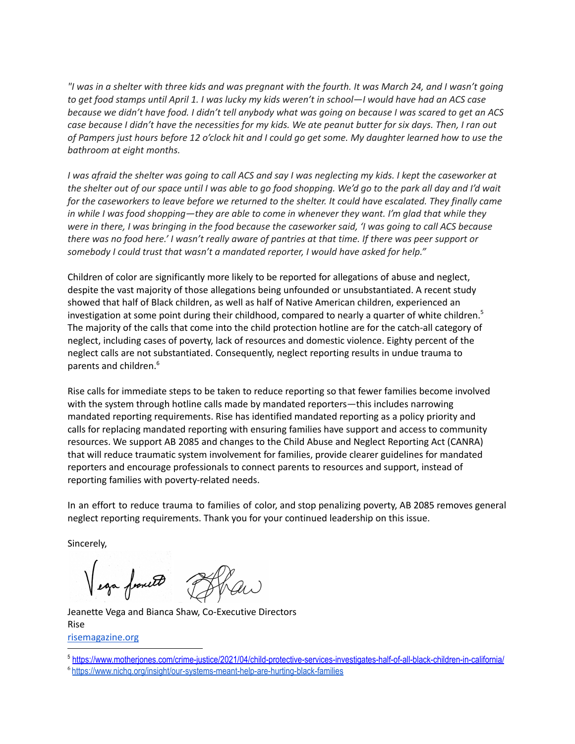*"I was in a shelter with three kids and was pregnant with the fourth. It was March 24, and I wasn't going to get food stamps until April 1. I was lucky my kids weren't in school—I would have had an ACS case because we didn't have food. I didn't tell anybody what was going on because I was scared to get an ACS case because I didn't have the necessities for my kids. We ate peanut butter for six days. Then, I ran out of Pampers just hours before 12 o'clock hit and I could go get some. My daughter learned how to use the bathroom at eight months.*

*I was afraid the shelter was going to call ACS and say I was neglecting my kids. I kept the caseworker at the shelter out of our space until I was able to go food shopping. We'd go to the park all day and I'd wait for the caseworkers to leave before we returned to the shelter. It could have escalated. They finally came in while I was food shopping—they are able to come in whenever they want. I'm glad that while they were in there, I was bringing in the food because the caseworker said, 'I was going to call ACS because there was no food here.' I wasn't really aware of pantries at that time. If there was peer support or somebody I could trust that wasn't a mandated reporter, I would have asked for help."*

Children of color are significantly more likely to be reported for allegations of abuse and neglect, despite the vast majority of those allegations being unfounded or unsubstantiated. A recent study showed that half of Black children, as well as half of Native American children, experienced an investigation at some point during their childhood, compared to nearly a quarter of white children.[5] The majority of the calls that come into the child protection hotline are for the catch-all category of neglect, including cases of poverty, lack of resources and domestic violence. Eighty percent of the neglect calls are not substantiated. Consequently, neglect reporting results in undue trauma to parents and children.[6]

Rise calls for immediate steps to be taken to reduce reporting so that fewer families become involved with the system through hotline calls made by mandated reporters—this includes narrowing mandated reporting requirements. Rise has identified mandated reporting as a policy priority and calls for replacing mandated reporting with ensuring families have support and access to community resources. We support AB 2085 and changes to the Child Abuse and Neglect Reporting Act (CANRA) that will reduce traumatic system involvement for families, provide clearer guidelines for mandated reporters and encourage professionals to connect parents to resources and support, instead of reporting families with poverty-related needs.

In an effort to reduce trauma to families of color, and stop penalizing poverty, AB 2085 removes general neglect reporting requirements. Thank you for your continued leadership on this issue.

Sincerely,

Jeanette Vega and Bianca Shaw, Co-Executive Directors
Rise
risemagazine.org

[5] https://www.motherjones.com/crime-justice/2021/04/child-protective-services-investigates-half-of-all-black-children-in-california/

[6] https://www.nichq.org/insight/our-systems-meant-help-are-hurting-black-families